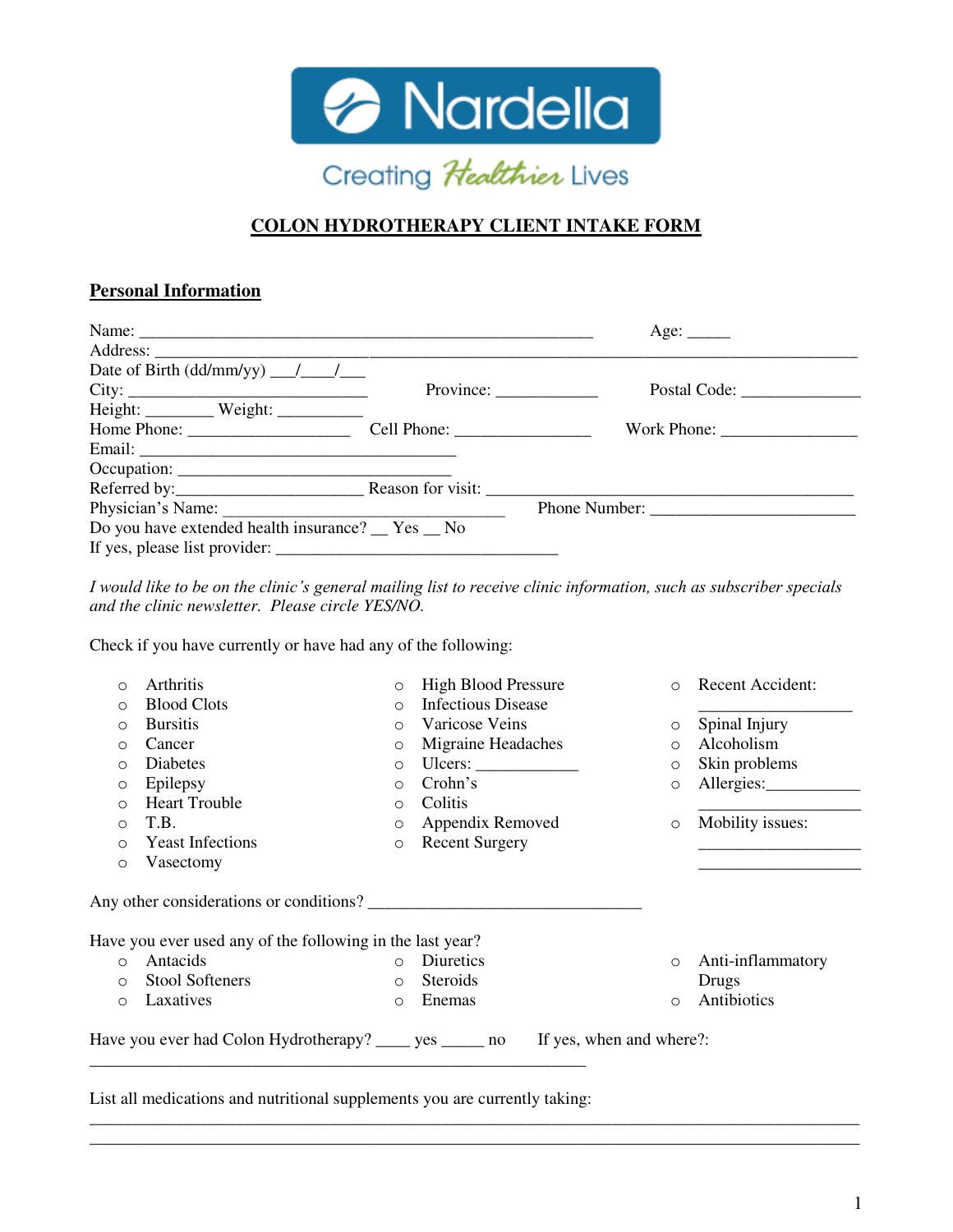Nardella

Creating Healthier Lives

# COLON HYDROTHERAPY CLIENT INTAKE FORM

## Personal Information

Name: ______________________________________________________ Age: _____
Address: ___________________________________________________________________________________
Date of Birth (dd/mm/yy) ___/____/___
City: _____________________________ Province: ____________ Postal Code: ______________
Height: ________ Weight: __________
Home Phone: ___________________ Cell Phone: ________________ Work Phone: ________________
Email: ______________________________________
Occupation: ________________________________
Referred by:_____________________ Reason for visit: ____________________________________________
Physician's Name: ____________________________________ Phone Number: ________________________
Do you have extended health insurance? __ Yes __ No
If yes, please list provider: _________________________________

*I would like to be on the clinic's general mailing list to receive clinic information, such as subscriber specials and the clinic newsletter. Please circle YES/NO.*

Check if you have currently or have had any of the following:

- Arthritis
- Blood Clots
- Bursitis
- Cancer
- Diabetes
- Epilepsy
- Heart Trouble
- T.B.
- Yeast Infections
- Vasectomy
- High Blood Pressure
- Infectious Disease
- Varicose Veins
- Migraine Headaches
- Ulcers: ____________
- Crohn's
- Colitis
- Appendix Removed
- Recent Surgery
- Recent Accident: __________________
- Spinal Injury
- Alcoholism
- Skin problems
- Allergies:___________ ___________________
- Mobility issues: ___________________ ___________________

Any other considerations or conditions? ________________________________

Have you ever used any of the following in the last year?

- Antacids
- Stool Softeners
- Laxatives
- Diuretics
- Steroids
- Enemas
- Anti-inflammatory Drugs
- Antibiotics

Have you ever had Colon Hydrotherapy? ____ yes _____ no If yes, when and where?:
__________________________________________________________

List all medications and nutritional supplements you are currently taking:
_________________________________________________________________________________________
_________________________________________________________________________________________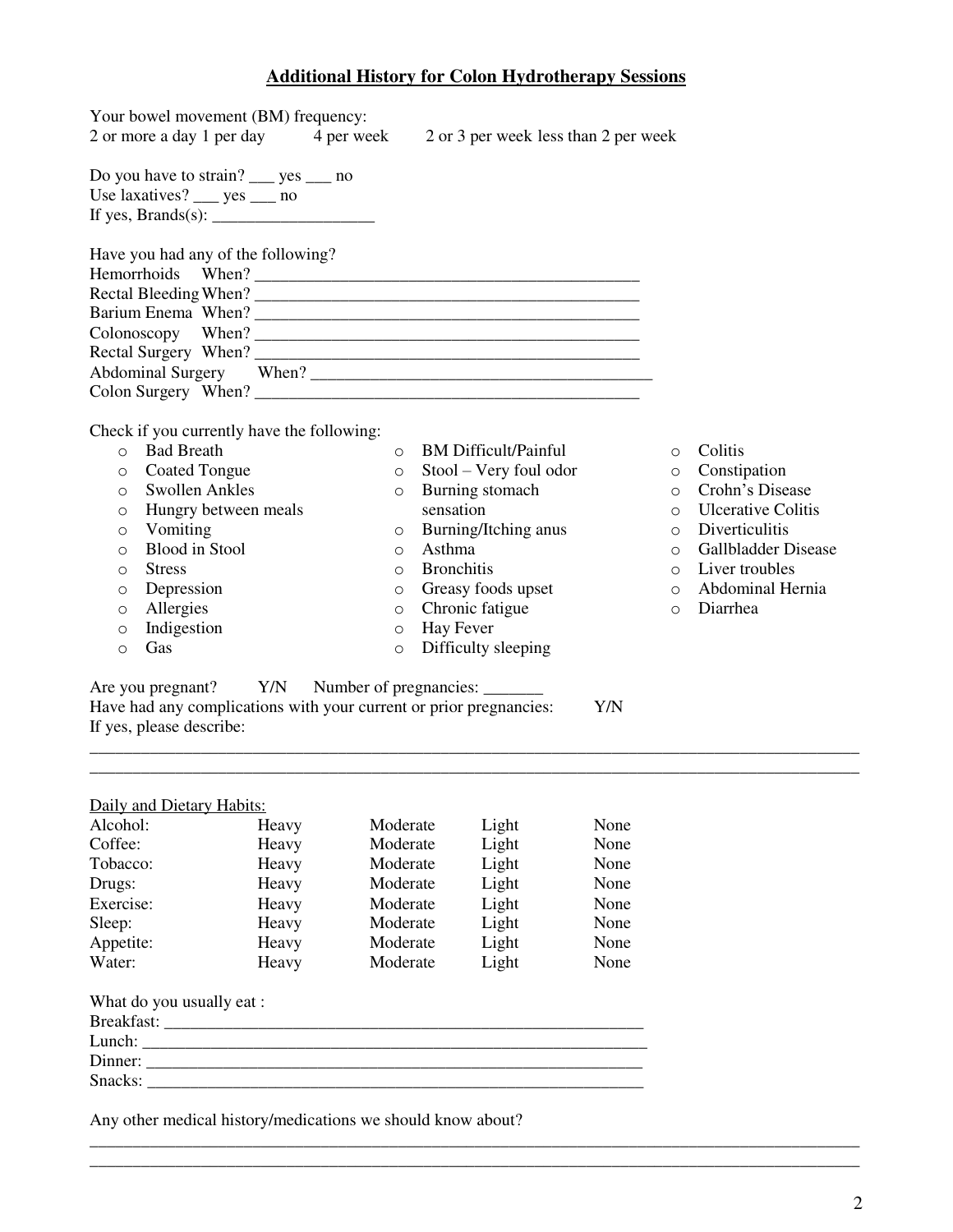## Additional History for Colon Hydrotherapy Sessions

Your bowel movement (BM) frequency:
2 or more a day 1 per day 4 per week 2 or 3 per week less than 2 per week

Do you have to strain? ___ yes ___ no
Use laxatives? ___ yes ___ no
If yes, Brands(s): ___________________

Have you had any of the following?
Hemorrhoids When? _____________________________________________
Rectal Bleeding When? _____________________________________________
Barium Enema When? _____________________________________________
Colonoscopy When? _____________________________________________
Rectal Surgery When? _____________________________________________
Abdominal Surgery When? _________________________________________
Colon Surgery When? _____________________________________________

Check if you currently have the following:

- Bad Breath
- Coated Tongue
- Swollen Ankles
- Hungry between meals
- Vomiting
- Blood in Stool
- Stress
- Depression
- Allergies
- Indigestion
- Gas
- BM Difficult/Painful
- Stool – Very foul odor
- Burning stomach sensation
- Burning/Itching anus
- Asthma
- Bronchitis
- Greasy foods upset
- Chronic fatigue
- Hay Fever
- Difficulty sleeping
- Colitis
- Constipation
- Crohn's Disease
- Ulcerative Colitis
- Diverticulitis
- Gallbladder Disease
- Liver troubles
- Abdominal Hernia
- Diarrhea

Are you pregnant? Y/N Number of pregnancies: _______
Have had any complications with your current or prior pregnancies: Y/N
If yes, please describe:

_____________________________________________________________________________________________
_____________________________________________________________________________________________

Daily and Dietary Habits:

| | | | | |
|---|---|---|---|---|
| Alcohol: | Heavy | Moderate | Light | None |
| Coffee: | Heavy | Moderate | Light | None |
| Tobacco: | Heavy | Moderate | Light | None |
| Drugs: | Heavy | Moderate | Light | None |
| Exercise: | Heavy | Moderate | Light | None |
| Sleep: | Heavy | Moderate | Light | None |
| Appetite: | Heavy | Moderate | Light | None |
| Water: | Heavy | Moderate | Light | None |

What do you usually eat :
Breakfast: _________________________________________________________
Lunch: ____________________________________________________________
Dinner: ____________________________________________________________
Snacks: ____________________________________________________________

Any other medical history/medications we should know about?

_____________________________________________________________________________________________
_____________________________________________________________________________________________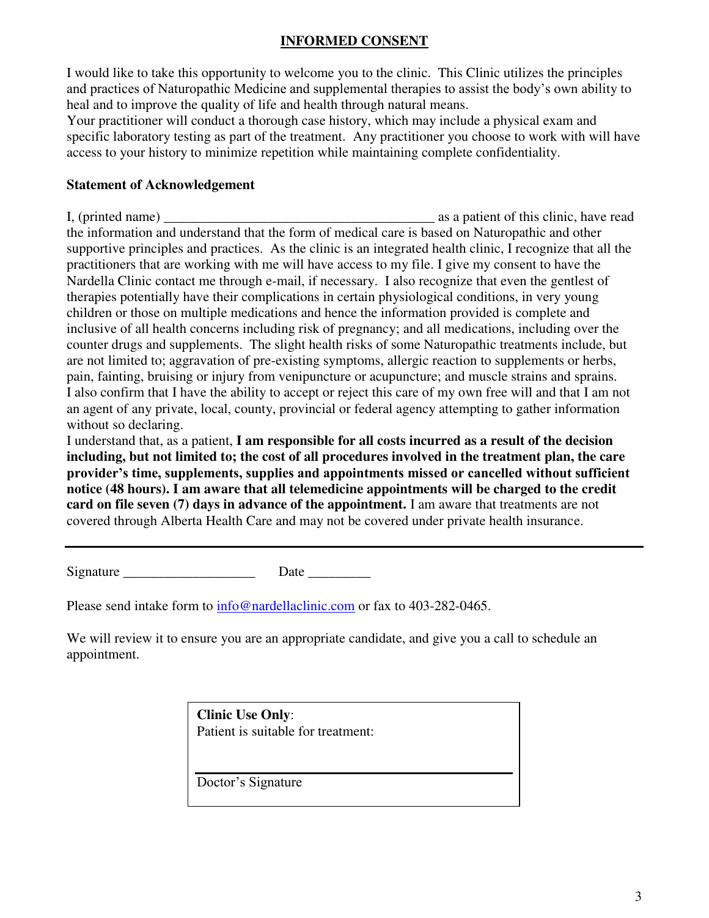# INFORMED CONSENT

I would like to take this opportunity to welcome you to the clinic. This Clinic utilizes the principles and practices of Naturopathic Medicine and supplemental therapies to assist the body's own ability to heal and to improve the quality of life and health through natural means.
Your practitioner will conduct a thorough case history, which may include a physical exam and specific laboratory testing as part of the treatment. Any practitioner you choose to work with will have access to your history to minimize repetition while maintaining complete confidentiality.

**Statement of Acknowledgement**

I, (printed name) ________________________________________ as a patient of this clinic, have read the information and understand that the form of medical care is based on Naturopathic and other supportive principles and practices. As the clinic is an integrated health clinic, I recognize that all the practitioners that are working with me will have access to my file. I give my consent to have the Nardella Clinic contact me through e-mail, if necessary. I also recognize that even the gentlest of therapies potentially have their complications in certain physiological conditions, in very young children or those on multiple medications and hence the information provided is complete and inclusive of all health concerns including risk of pregnancy; and all medications, including over the counter drugs and supplements. The slight health risks of some Naturopathic treatments include, but are not limited to; aggravation of pre-existing symptoms, allergic reaction to supplements or herbs, pain, fainting, bruising or injury from venipuncture or acupuncture; and muscle strains and sprains.
I also confirm that I have the ability to accept or reject this care of my own free will and that I am not an agent of any private, local, county, provincial or federal agency attempting to gather information without so declaring.
I understand that, as a patient, **I am responsible for all costs incurred as a result of the decision including, but not limited to; the cost of all procedures involved in the treatment plan, the care provider's time, supplements, supplies and appointments missed or cancelled without sufficient notice (48 hours). I am aware that all telemedicine appointments will be charged to the credit card on file seven (7) days in advance of the appointment.** I am aware that treatments are not covered through Alberta Health Care and may not be covered under private health insurance.

---

Signature ___________________ Date _________

Please send intake form to info@nardellaclinic.com or fax to 403-282-0465.

We will review it to ensure you are an appropriate candidate, and give you a call to schedule an appointment.

**Clinic Use Only**:
Patient is suitable for treatment:

_______________________________
Doctor's Signature